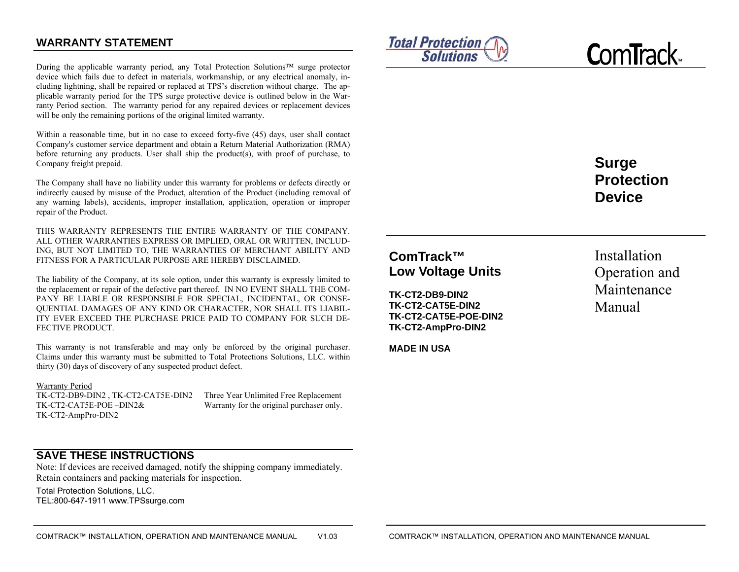## WARRANTY STATEMENT

During the applicable warranty period, any Total Protection Solutions™ surge protector device which fails due to defect in materials, workmanship, or any electrical anomaly, including lightning, shall be repaired or replaced at TPS's discretion without charge. The applicable warranty period for the TPS surge protective device is outlined below in the Warranty Period section. The warranty period for any repaired devices or replacement devices will be only the remaining portions of the original limited warranty.

Within a reasonable time, but in no case to exceed forty-five (45) days, user shall contact Company's customer service department and obtain a Return Material Authorization (RMA) before returning any products. User shall ship the product(s), with proof of purchase, to Company freight prepaid.

The Company shall have no liability under this warranty for problems or defects directly or indirectly caused by misuse of the Product, alteration of the Product (including removal of any warning labels), accidents, improper installation, application, operation or improper repair of the Product.

THIS WARRANTY REPRESENTS THE ENTIRE WARRANTY OF THE COMPANY. ALL OTHER WARRANTIES EXPRESS OR IMPLIED, ORAL OR WRITTEN, INCLUDING, BUT NOT LIMITED TO, THE WARRANTIES OF MERCHANT ABILITY AND FITNESS FOR A PARTICULAR PURPOSE ARE HEREBY DISCLAIMED.

The liability of the Company, at its sole option, under this warranty is expressly limited to the replacement or repair of the defective part thereof. IN NO EVENT SHALL THE COMPANY BE LIABLE OR RESPONSIBLE FOR SPECIAL, INCIDENTAL, OR CONSEQUENTIAL DAMAGES OF ANY KIND OR CHARACTER, NOR SHALL ITS LIABILITY EVER EXCEED THE PURCHASE PRICE PAID TO COMPANY FOR SUCH DEFECTIVE PRODUCT.

This warranty is not transferable and may only be enforced by the original purchaser. Claims under this warranty must be submitted to Total Protections Solutions, LLC. within thirty (30) days of discovery of any suspected product defect.

Warranty Period

| | |
|---|---|
| TK-CT2-DB9-DIN2 , TK-CT2-CAT5E-DIN2 TK-CT2-CAT5E-POE –DIN2& TK-CT2-AmpPro-DIN2 | Three Year Unlimited Free Replacement Warranty for the original purchaser only. |

## SAVE THESE INSTRUCTIONS

Note: If devices are received damaged, notify the shipping company immediately. Retain containers and packing materials for inspection.

Total Protection Solutions, LLC.
TEL:800-647-1911 www.TPSsurge.com

Total Protection Solutions

ComTrack™

# Surge Protection Device

## ComTrack™ Low Voltage Units

**TK-CT2-DB9-DIN2**
**TK-CT2-CAT5E-DIN2**
**TK-CT2-CAT5E-POE-DIN2**
**TK-CT2-AmpPro-DIN2**

**MADE IN USA**

Installation Operation and Maintenance Manual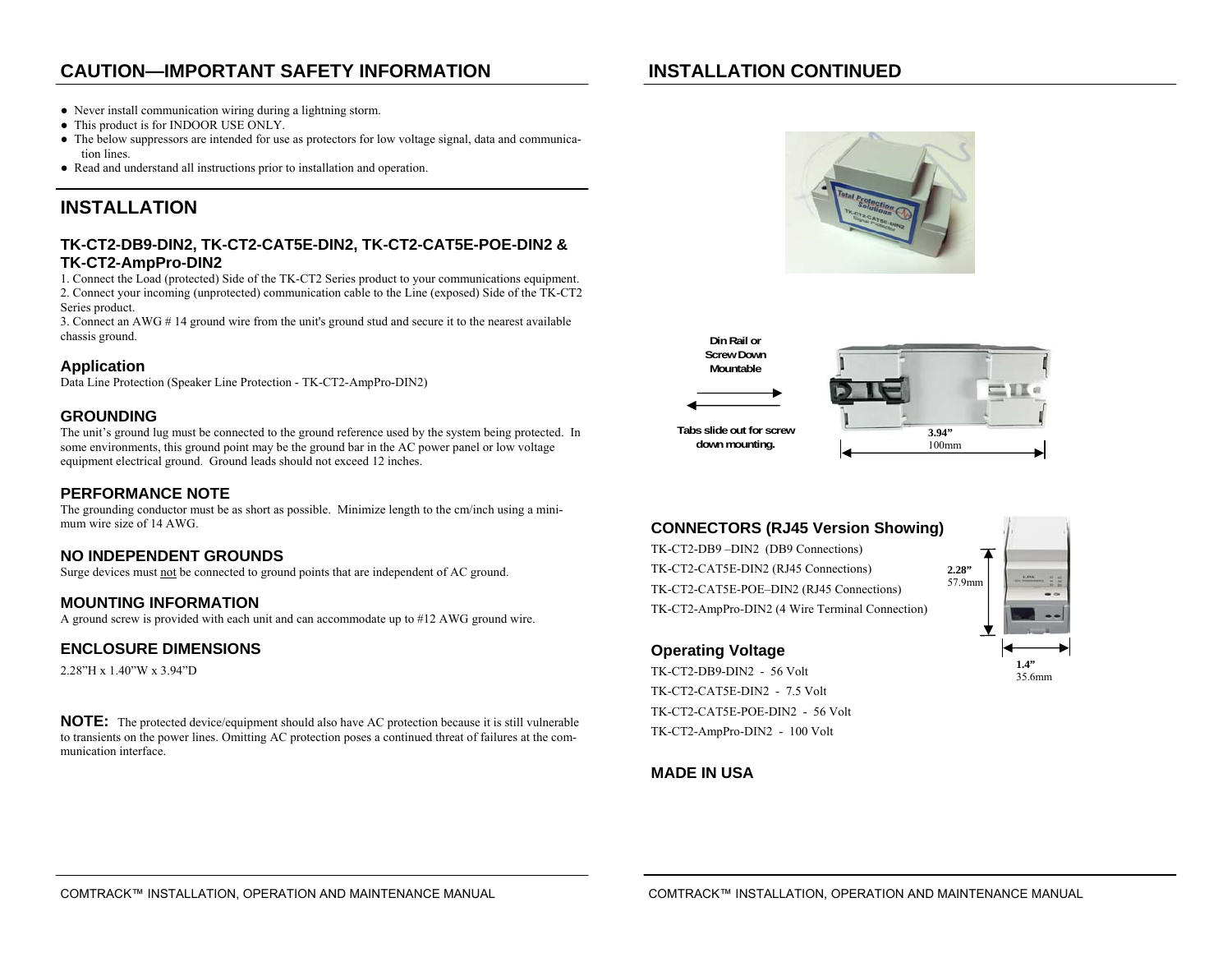## CAUTION—IMPORTANT SAFETY INFORMATION

- Never install communication wiring during a lightning storm.
- This product is for INDOOR USE ONLY.
- The below suppressors are intended for use as protectors for low voltage signal, data and communication lines.
- Read and understand all instructions prior to installation and operation.

## INSTALLATION

### TK-CT2-DB9-DIN2, TK-CT2-CAT5E-DIN2, TK-CT2-CAT5E-POE-DIN2 & TK-CT2-AmpPro-DIN2

1. Connect the Load (protected) Side of the TK-CT2 Series product to your communications equipment.
2. Connect your incoming (unprotected) communication cable to the Line (exposed) Side of the TK-CT2 Series product.
3. Connect an AWG # 14 ground wire from the unit's ground stud and secure it to the nearest available chassis ground.

### Application

Data Line Protection (Speaker Line Protection - TK-CT2-AmpPro-DIN2)

### GROUNDING

The unit's ground lug must be connected to the ground reference used by the system being protected. In some environments, this ground point may be the ground bar in the AC power panel or low voltage equipment electrical ground. Ground leads should not exceed 12 inches.

### PERFORMANCE NOTE

The grounding conductor must be as short as possible. Minimize length to the cm/inch using a minimum wire size of 14 AWG.

### NO INDEPENDENT GROUNDS

Surge devices must not be connected to ground points that are independent of AC ground.

### MOUNTING INFORMATION

A ground screw is provided with each unit and can accommodate up to #12 AWG ground wire.

### ENCLOSURE DIMENSIONS

2.28"H x 1.40"W x 3.94"D

**NOTE:** The protected device/equipment should also have AC protection because it is still vulnerable to transients on the power lines. Omitting AC protection poses a continued threat of failures at the communication interface.

## INSTALLATION CONTINUED

Din Rail or Screw Down Mountable

Tabs slide out for screw down mounting.

3.94"
100mm

### CONNECTORS (RJ45 Version Showing)

TK-CT2-DB9 –DIN2 (DB9 Connections)

TK-CT2-CAT5E-DIN2 (RJ45 Connections)

TK-CT2-CAT5E-POE–DIN2 (RJ45 Connections)

TK-CT2-AmpPro-DIN2 (4 Wire Terminal Connection)

2.28"
57.9mm

1.4"
35.6mm

### Operating Voltage

TK-CT2-DB9-DIN2 - 56 Volt

TK-CT2-CAT5E-DIN2 - 7.5 Volt

TK-CT2-CAT5E-POE-DIN2 - 56 Volt

TK-CT2-AmpPro-DIN2 - 100 Volt

### MADE IN USA